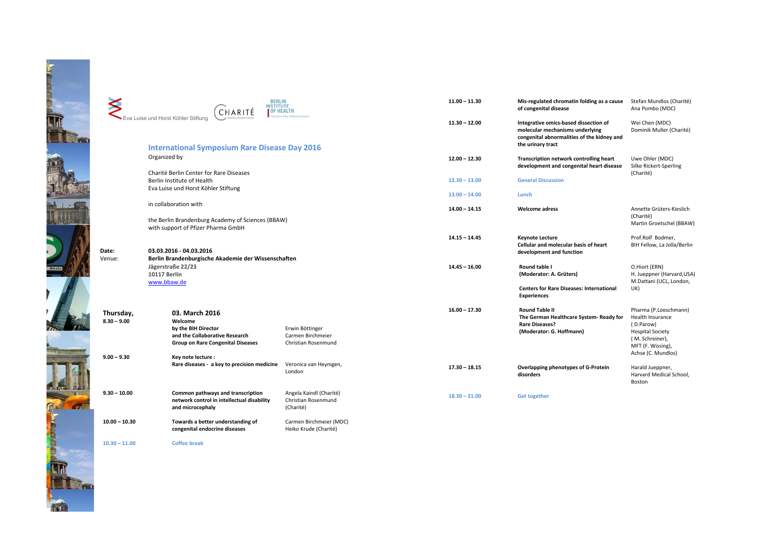Eva Luise und Horst Köhler Stiftung

CHARITÉ

BERLIN INSTITUTE OF HEALTH

## International Symposium Rare Disease Day 2016

Organized by

Charité Berlin Center for Rare Diseases
Berlin Institute of Health
Eva Luise und Horst Köhler Stiftung

in collaboration with

the Berlin Brandenburg Academy of Sciences (BBAW)
with support of Pfizer Pharma GmbH

Date: **03.03.2016 - 04.03.2016**
Venue: **Berlinburgische Akademie der Wissenschaften**
**Jägerstraße 22/23**
**10117 Berlin**
www.bbaw.de

### Thursday, 03. March 2016

| Time | Topic | Speaker |
|---|---|---|
| **8.30 – 9.00** | **Welcome by the BIH Director and the Collaborative Research Group on Rare Congenital Diseases** | Erwin Böttinger<br>Carmen Birchmeier<br>Christian Rosenmund |
| **9.00 – 9.30** | **Key note lecture : Rare diseases - a key to precision medicine** | Veronica van Heynigen, London |
| **9.30 – 10.00** | **Common pathways and transcription network control in intellectual disability and microcephaly** | Angela Kaindl (Charité)<br>Christian Rosenmund (Charité) |
| **10.00 – 10.30** | **Towards a better understanding of congenital endocrine diseases** | Carmen Birchmeier (MDC)<br>Heiko Krude (Charité) |
| **10.30 – 11.00** | **Coffee break** | |
| **11.00 – 11.30** | **Mis-regulated chromatin folding as a cause of congenital disease** | Stefan Mundlos (Charité)<br>Ana Pombo (MDC) |
| **11.30 – 12.00** | **Integrative omics-based dissection of molecular mechanisms underlying congenital abnormalities of the kidney and the urinary tract** | Wei Chen (MDC)<br>Dominik Muller (Charité) |
| **12.00 – 12.30** | **Transcription network controlling heart development and congenital heart disease** | Uwe Ohler (MDC)<br>Silke Rickert-Sperling (Charité) |
| **12.30 – 13.00** | **General Discussion** | |
| **13.00 – 14.00** | **Lunch** | |
| **14.00 – 14.15** | **Welcome adress** | Annette Grüters-Kieslich (Charité)<br>Martin Groetschel (BBAW) |
| **14.15 – 14.45** | **Keynote Lecture Cellular and molecular basis of heart development and function** | Prof.Rolf Bodmer, BIH Fellow, La Jolla/Berlin |
| **14.45 – 16.00** | **Round table I (Moderator: A. Grüters)**<br>**Centers for Rare Diseases: International Experiences** | O.Hiort (ERN)<br>H. Jueppner (Harvard,USA)<br>M.Dattani (UCL, London, UK) |
| **16.00 – 17.30** | **Round Table II The German Healthcare System- Ready for Rare Diseases? (Moderator: G. Hoffmann)** | Pharma (P.Loeschmann)<br>Health Insurance ( D.Parow)<br>Hospital Society ( M. Schreiner),<br>MFT (F. Wissing),<br>Achse (C. Mundlos) |
| **17.30 – 18.15** | **Overlapping phenotypes of G-Protein disorders** | Harald Jueppner, Harvard Medical School, Boston |
| **18.30 – 21.00** | **Get together** | |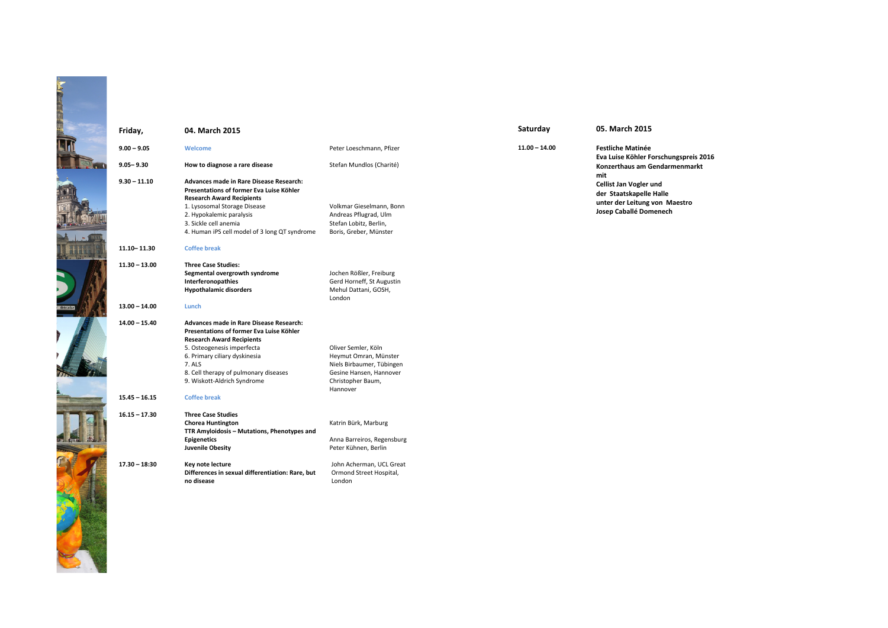| Friday, | 04. March 2015 | |
|---|---|---|
| **9.00 – 9.05** | Welcome | Peter Loeschmann, Pfizer |
| **9.05– 9.30** | **How to diagnose a rare disease** | Stefan Mundlos (Charité) |
| **9.30 – 11.10** | **Advances made in Rare Disease Research: Presentations of former Eva Luise Köhler Research Award Recipients**<br>1. Lysosomal Storage Disease<br>2. Hypokalemic paralysis<br>3. Sickle cell anemia<br>4. Human iPS cell model of 3 long QT syndrome | <br><br><br>Volkmar Gieselmann, Bonn<br>Andreas Pflugrad, Ulm<br>Stefan Lobitz, Berlin,<br>Boris, Greber, Münster |
| **11.10– 11.30** | Coffee break | |
| **11.30 – 13.00** | **Three Case Studies:**<br>**Segmental overgrowth syndrome**<br>**Interferonopathies**<br>**Hypothalamic disorders** | <br>Jochen Rößler, Freiburg<br>Gerd Horneff, St Augustin<br>Mehul Dattani, GOSH, London |
| **13.00 – 14.00** | Lunch | |
| **14.00 – 15.40** | **Advances made in Rare Disease Research: Presentations of former Eva Luise Köhler Research Award Recipients**<br>5. Osteogenesis imperfecta<br>6. Primary ciliary dyskinesia<br>7. ALS<br>8. Cell therapy of pulmonary diseases<br>9. Wiskott-Aldrich Syndrome | <br><br><br>Oliver Semler, Köln<br>Heymut Omran, Münster<br>Niels Birbaumer, Tübingen<br>Gesine Hansen, Hannover<br>Christopher Baum, Hannover |
| **15.45 – 16.15** | Coffee break | |
| **16.15 – 17.30** | **Three Case Studies**<br>**Chorea Huntington**<br>**TTR Amyloidosis – Mutations, Phenotypes and Epigenetics**<br>**Juvenile Obesity** | <br>Katrin Bürk, Marburg<br><br>Anna Barreiros, Regensburg<br>Peter Kühnen, Berlin |
| **17.30 – 18:30** | **Key note lecture**<br>**Differences in sexual differentiation: Rare, but no disease** | John Acherman, UCL Great Ormond Street Hospital, London |

| Saturday | 05. March 2015 |
|---|---|
| **11.00 – 14.00** | **Festliche Matinée**<br>**Eva Luise Köhler Forschungspreis 2016**<br>**Konzerthaus am Gendarmenmarkt**<br>**mit**<br>**Cellist Jan Vogler und**<br>**der Staatskapelle Halle**<br>**unter der Leitung von Maestro**<br>**Josep Caballé Domenech** |